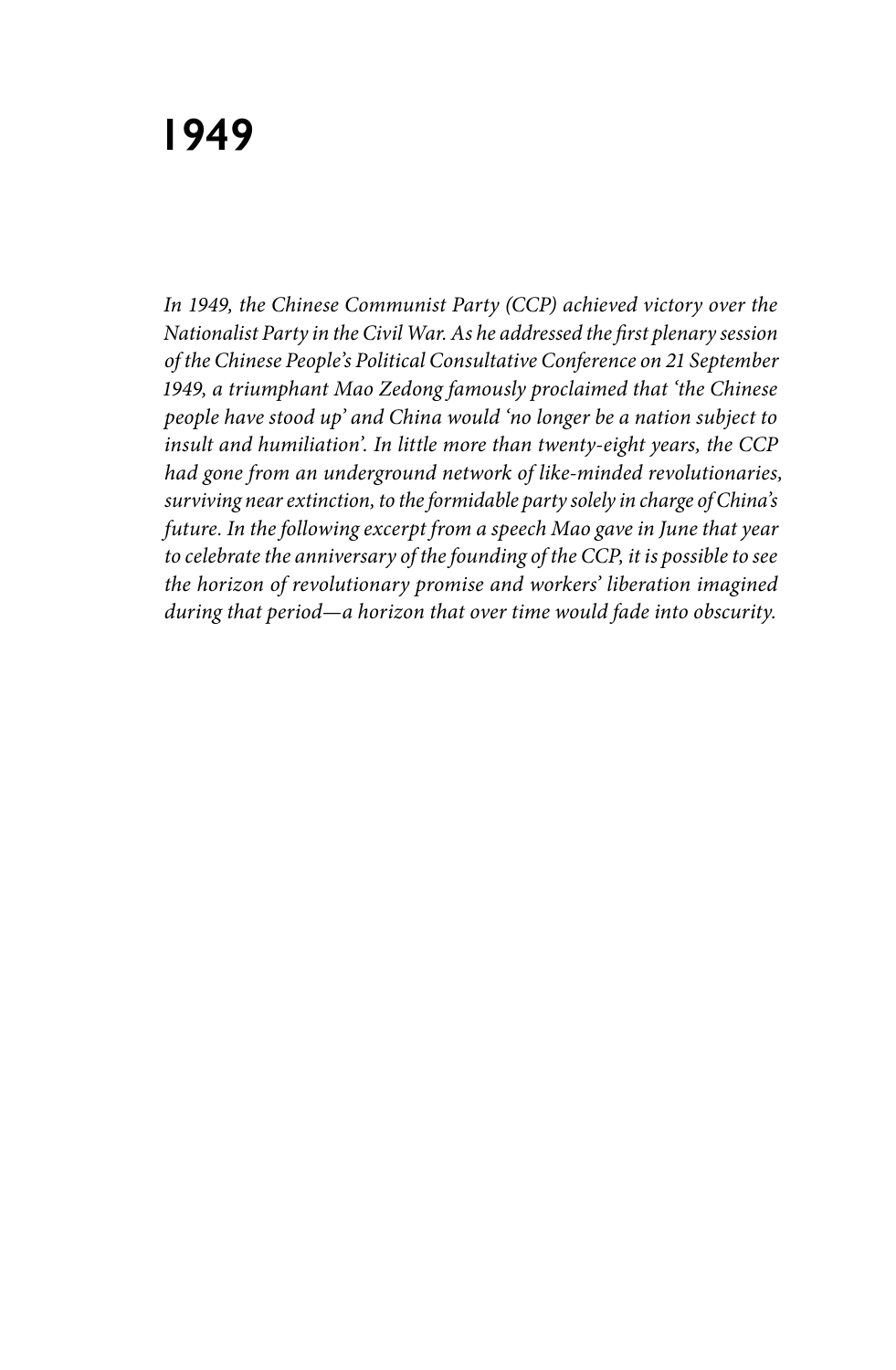# 1949

*In 1949, the Chinese Communist Party (CCP) achieved victory over the Nationalist Party in the Civil War. As he addressed the first plenary session of the Chinese People's Political Consultative Conference on 21 September 1949, a triumphant Mao Zedong famously proclaimed that 'the Chinese people have stood up' and China would 'no longer be a nation subject to insult and humiliation'. In little more than twenty-eight years, the CCP had gone from an underground network of like-minded revolutionaries, surviving near extinction, to the formidable party solely in charge of China's future. In the following excerpt from a speech Mao gave in June that year to celebrate the anniversary of the founding of the CCP, it is possible to see the horizon of revolutionary promise and workers' liberation imagined during that period—a horizon that over time would fade into obscurity.*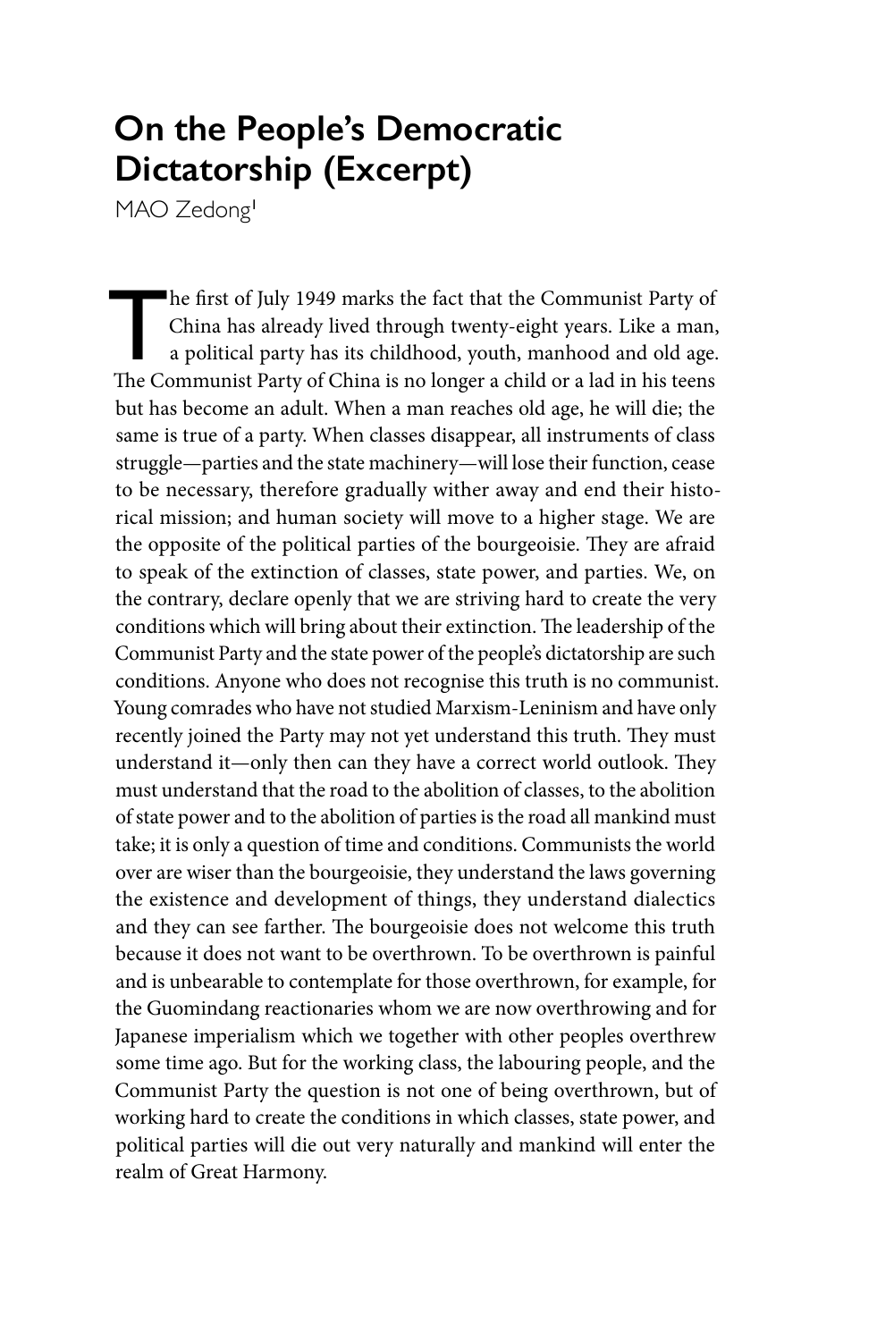# On the People's Democratic Dictatorship (Excerpt)

MAO Zedong[1]

The first of July 1949 marks the fact that the Communist Party of China has already lived through twenty-eight years. Like a man, a political party has its childhood, youth, manhood and old age. The Communist Party of China is no longer a child or a lad in his teens but has become an adult. When a man reaches old age, he will die; the same is true of a party. When classes disappear, all instruments of class struggle—parties and the state machinery—will lose their function, cease to be necessary, therefore gradually wither away and end their historical mission; and human society will move to a higher stage. We are the opposite of the political parties of the bourgeoisie. They are afraid to speak of the extinction of classes, state power, and parties. We, on the contrary, declare openly that we are striving hard to create the very conditions which will bring about their extinction. The leadership of the Communist Party and the state power of the people's dictatorship are such conditions. Anyone who does not recognise this truth is no communist. Young comrades who have not studied Marxism-Leninism and have only recently joined the Party may not yet understand this truth. They must understand it—only then can they have a correct world outlook. They must understand that the road to the abolition of classes, to the abolition of state power and to the abolition of parties is the road all mankind must take; it is only a question of time and conditions. Communists the world over are wiser than the bourgeoisie, they understand the laws governing the existence and development of things, they understand dialectics and they can see farther. The bourgeoisie does not welcome this truth because it does not want to be overthrown. To be overthrown is painful and is unbearable to contemplate for those overthrown, for example, for the Guomindang reactionaries whom we are now overthrowing and for Japanese imperialism which we together with other peoples overthrew some time ago. But for the working class, the labouring people, and the Communist Party the question is not one of being overthrown, but of working hard to create the conditions in which classes, state power, and political parties will die out very naturally and mankind will enter the realm of Great Harmony.